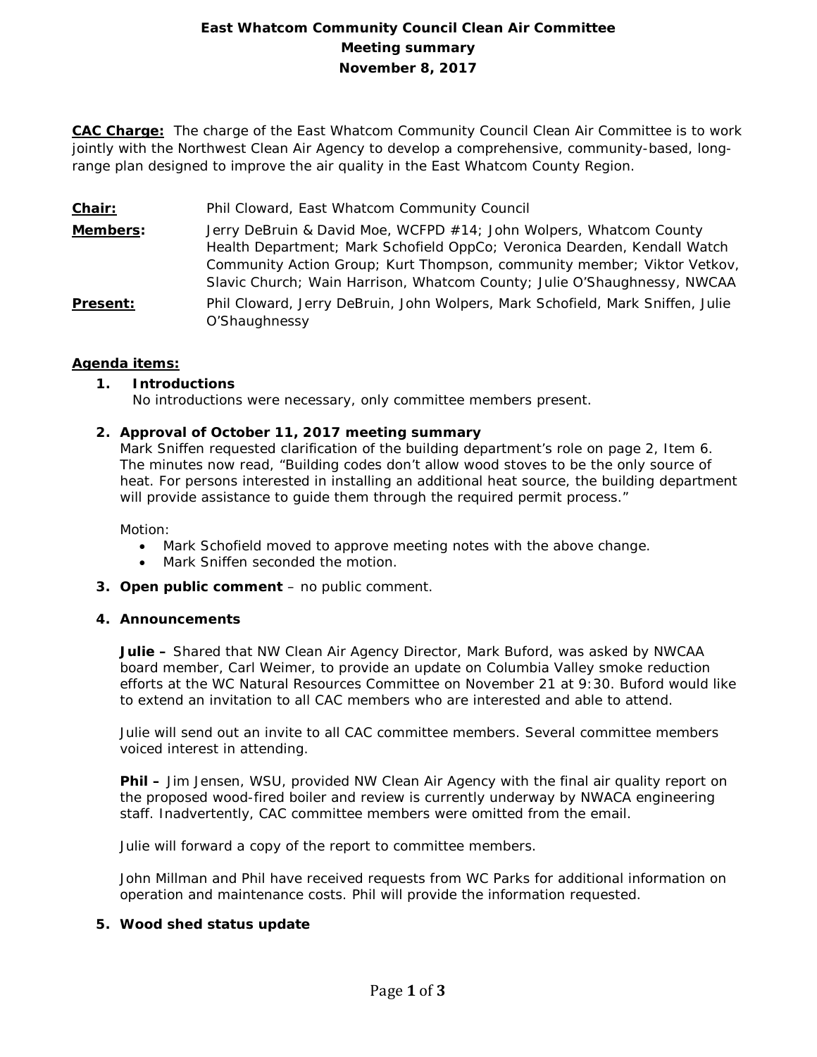# East Whatcom Community Council Clean Air Committee
## Meeting summary
## November 8, 2017

**CAC Charge:** The charge of the East Whatcom Community Council Clean Air Committee is to work jointly with the Northwest Clean Air Agency to develop a comprehensive, community-based, long-range plan designed to improve the air quality in the East Whatcom County Region.

**Chair:** Phil Cloward, East Whatcom Community Council

**Members:** Jerry DeBruin & David Moe, WCFPD #14; John Wolpers, Whatcom County Health Department; Mark Schofield OppCo; Veronica Dearden, Kendall Watch Community Action Group; Kurt Thompson, community member; Viktor Vetkov, Slavic Church; Wain Harrison, Whatcom County; Julie O'Shaughnessy, NWCAA

**Present:** Phil Cloward, Jerry DeBruin, John Wolpers, Mark Schofield, Mark Sniffen, Julie O'Shaughnessy

**Agenda items:**

1. **Introductions**
   No introductions were necessary, only committee members present.

2. **Approval of October 11, 2017 meeting summary**
   Mark Sniffen requested clarification of the building department's role on page 2, Item 6. The minutes now read, "Building codes don't allow wood stoves to be the only source of heat. For persons interested in installing an additional heat source, the building department will provide assistance to guide them through the required permit process."

   Motion:
   - Mark Schofield moved to approve meeting notes with the above change.
   - Mark Sniffen seconded the motion.

3. **Open public comment** – no public comment.

4. **Announcements**

   **Julie –** Shared that NW Clean Air Agency Director, Mark Buford, was asked by NWCAA board member, Carl Weimer, to provide an update on Columbia Valley smoke reduction efforts at the WC Natural Resources Committee on November 21 at 9:30. Buford would like to extend an invitation to all CAC members who are interested and able to attend.

   Julie will send out an invite to all CAC committee members. Several committee members voiced interest in attending.

   **Phil –** Jim Jensen, WSU, provided NW Clean Air Agency with the final air quality report on the proposed wood-fired boiler and review is currently underway by NWACA engineering staff. Inadvertently, CAC committee members were omitted from the email.

   Julie will forward a copy of the report to committee members.

   John Millman and Phil have received requests from WC Parks for additional information on operation and maintenance costs. Phil will provide the information requested.

5. **Wood shed status update**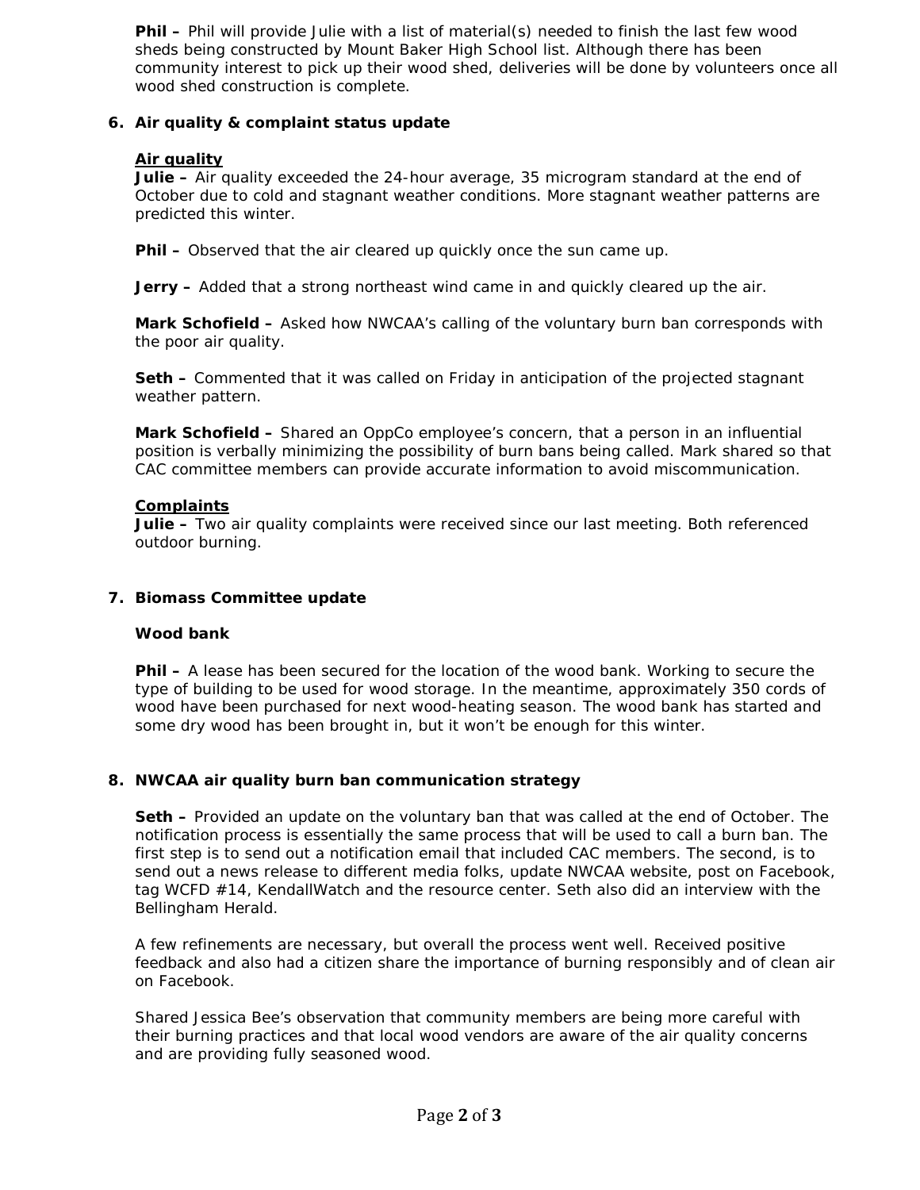**Phil –** Phil will provide Julie with a list of material(s) needed to finish the last few wood sheds being constructed by Mount Baker High School list. Although there has been community interest to pick up their wood shed, deliveries will be done by volunteers once all wood shed construction is complete.

6. **Air quality & complaint status update**

   **Air quality**

   **Julie –** Air quality exceeded the 24-hour average, 35 microgram standard at the end of October due to cold and stagnant weather conditions. More stagnant weather patterns are predicted this winter.

   **Phil –** Observed that the air cleared up quickly once the sun came up.

   **Jerry –** Added that a strong northeast wind came in and quickly cleared up the air.

   **Mark Schofield –** Asked how NWCAA's calling of the voluntary burn ban corresponds with the poor air quality.

   **Seth –** Commented that it was called on Friday in anticipation of the projected stagnant weather pattern.

   **Mark Schofield –** Shared an OppCo employee's concern, that a person in an influential position is verbally minimizing the possibility of burn bans being called. Mark shared so that CAC committee members can provide accurate information to avoid miscommunication.

   **Complaints**

   **Julie –** Two air quality complaints were received since our last meeting. Both referenced outdoor burning.

7. **Biomass Committee update**

   **Wood bank**

   **Phil –** A lease has been secured for the location of the wood bank. Working to secure the type of building to be used for wood storage. In the meantime, approximately 350 cords of wood have been purchased for next wood-heating season. The wood bank has started and some dry wood has been brought in, but it won't be enough for this winter.

8. **NWCAA air quality burn ban communication strategy**

   **Seth –** Provided an update on the voluntary ban that was called at the end of October. The notification process is essentially the same process that will be used to call a burn ban. The first step is to send out a notification email that included CAC members. The second, is to send out a news release to different media folks, update NWCAA website, post on Facebook, tag WCFD #14, KendallWatch and the resource center. Seth also did an interview with the Bellingham Herald.

   A few refinements are necessary, but overall the process went well. Received positive feedback and also had a citizen share the importance of burning responsibly and of clean air on Facebook.

   Shared Jessica Bee's observation that community members are being more careful with their burning practices and that local wood vendors are aware of the air quality concerns and are providing fully seasoned wood.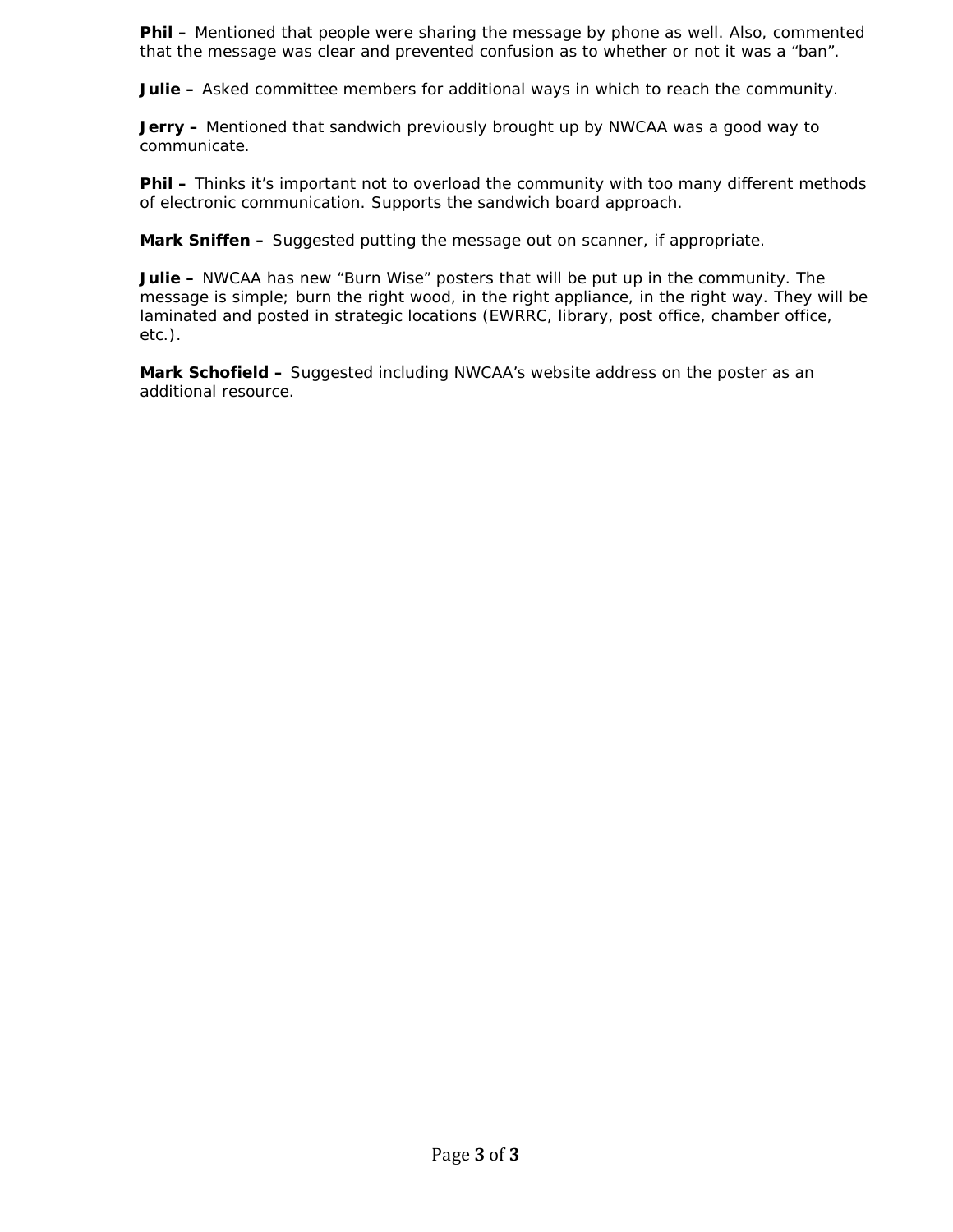**Phil –** Mentioned that people were sharing the message by phone as well. Also, commented that the message was clear and prevented confusion as to whether or not it was a "ban".

**Julie –** Asked committee members for additional ways in which to reach the community.

**Jerry –** Mentioned that sandwich previously brought up by NWCAA was a good way to communicate.

**Phil –** Thinks it's important not to overload the community with too many different methods of electronic communication. Supports the sandwich board approach.

**Mark Sniffen –** Suggested putting the message out on scanner, if appropriate.

**Julie –** NWCAA has new "Burn Wise" posters that will be put up in the community. The message is simple; burn the right wood, in the right appliance, in the right way. They will be laminated and posted in strategic locations (EWRRC, library, post office, chamber office, etc.).

**Mark Schofield –** Suggested including NWCAA's website address on the poster as an additional resource.